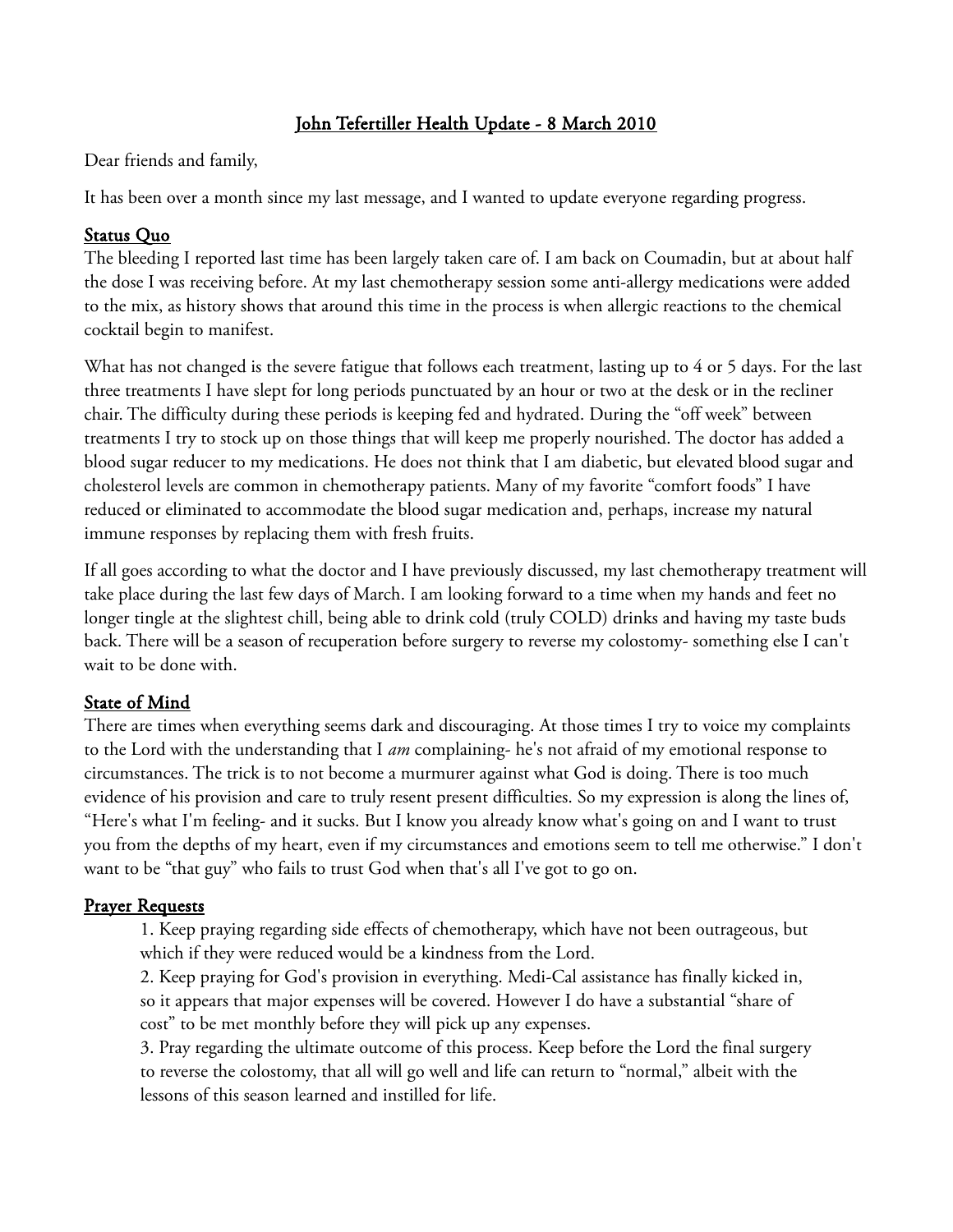# John Tefertiller Health Update - 8 March 2010

Dear friends and family,

It has been over a month since my last message, and I wanted to update everyone regarding progress.

## Status Quo

The bleeding I reported last time has been largely taken care of. I am back on Coumadin, but at about half the dose I was receiving before. At my last chemotherapy session some anti-allergy medications were added to the mix, as history shows that around this time in the process is when allergic reactions to the chemical cocktail begin to manifest.

What has not changed is the severe fatigue that follows each treatment, lasting up to 4 or 5 days. For the last three treatments I have slept for long periods punctuated by an hour or two at the desk or in the recliner chair. The difficulty during these periods is keeping fed and hydrated. During the "off week" between treatments I try to stock up on those things that will keep me properly nourished. The doctor has added a blood sugar reducer to my medications. He does not think that I am diabetic, but elevated blood sugar and cholesterol levels are common in chemotherapy patients. Many of my favorite "comfort foods" I have reduced or eliminated to accommodate the blood sugar medication and, perhaps, increase my natural immune responses by replacing them with fresh fruits.

If all goes according to what the doctor and I have previously discussed, my last chemotherapy treatment will take place during the last few days of March. I am looking forward to a time when my hands and feet no longer tingle at the slightest chill, being able to drink cold (truly COLD) drinks and having my taste buds back. There will be a season of recuperation before surgery to reverse my colostomy- something else I can't wait to be done with.

## State of Mind

There are times when everything seems dark and discouraging. At those times I try to voice my complaints to the Lord with the understanding that I *am* complaining- he's not afraid of my emotional response to circumstances. The trick is to not become a murmurer against what God is doing. There is too much evidence of his provision and care to truly resent present difficulties. So my expression is along the lines of, "Here's what I'm feeling- and it sucks. But I know you already know what's going on and I want to trust you from the depths of my heart, even if my circumstances and emotions seem to tell me otherwise." I don't want to be "that guy" who fails to trust God when that's all I've got to go on.

## Prayer Requests

1. Keep praying regarding side effects of chemotherapy, which have not been outrageous, but which if they were reduced would be a kindness from the Lord.
2. Keep praying for God's provision in everything. Medi-Cal assistance has finally kicked in, so it appears that major expenses will be covered. However I do have a substantial "share of cost" to be met monthly before they will pick up any expenses.
3. Pray regarding the ultimate outcome of this process. Keep before the Lord the final surgery to reverse the colostomy, that all will go well and life can return to "normal," albeit with the lessons of this season learned and instilled for life.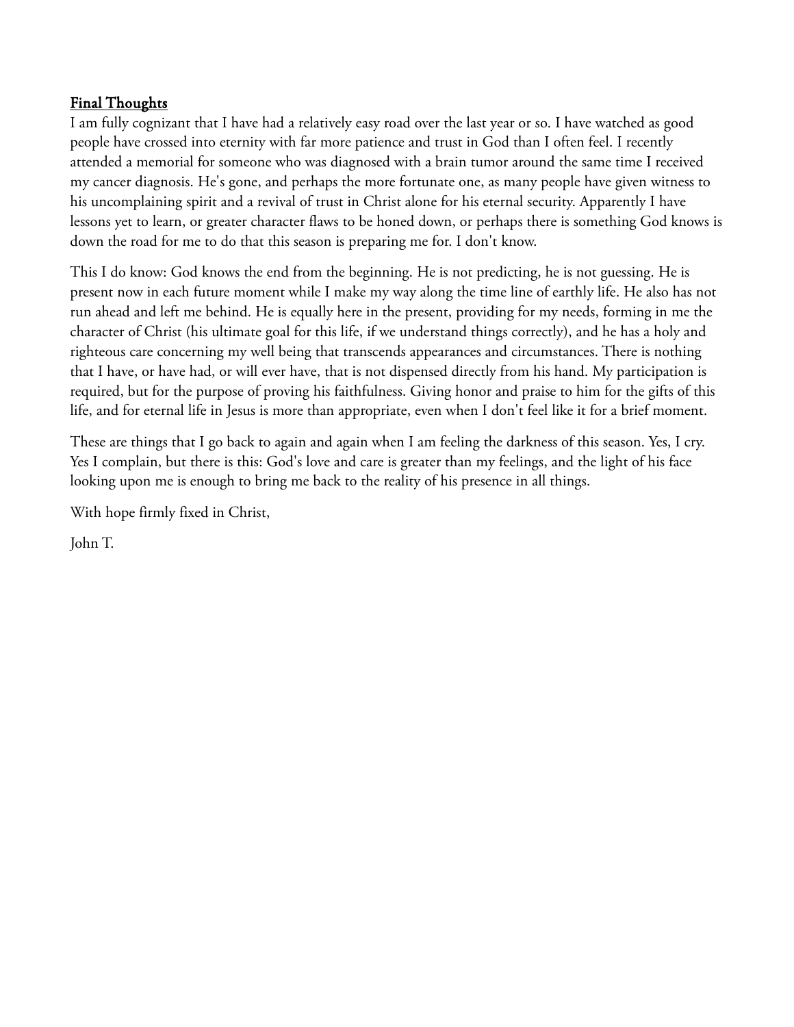## Final Thoughts

I am fully cognizant that I have had a relatively easy road over the last year or so. I have watched as good people have crossed into eternity with far more patience and trust in God than I often feel. I recently attended a memorial for someone who was diagnosed with a brain tumor around the same time I received my cancer diagnosis. He's gone, and perhaps the more fortunate one, as many people have given witness to his uncomplaining spirit and a revival of trust in Christ alone for his eternal security. Apparently I have lessons yet to learn, or greater character flaws to be honed down, or perhaps there is something God knows is down the road for me to do that this season is preparing me for. I don't know.

This I do know: God knows the end from the beginning. He is not predicting, he is not guessing. He is present now in each future moment while I make my way along the time line of earthly life. He also has not run ahead and left me behind. He is equally here in the present, providing for my needs, forming in me the character of Christ (his ultimate goal for this life, if we understand things correctly), and he has a holy and righteous care concerning my well being that transcends appearances and circumstances. There is nothing that I have, or have had, or will ever have, that is not dispensed directly from his hand. My participation is required, but for the purpose of proving his faithfulness. Giving honor and praise to him for the gifts of this life, and for eternal life in Jesus is more than appropriate, even when I don't feel like it for a brief moment.

These are things that I go back to again and again when I am feeling the darkness of this season. Yes, I cry. Yes I complain, but there is this: God's love and care is greater than my feelings, and the light of his face looking upon me is enough to bring me back to the reality of his presence in all things.

With hope firmly fixed in Christ,

John T.